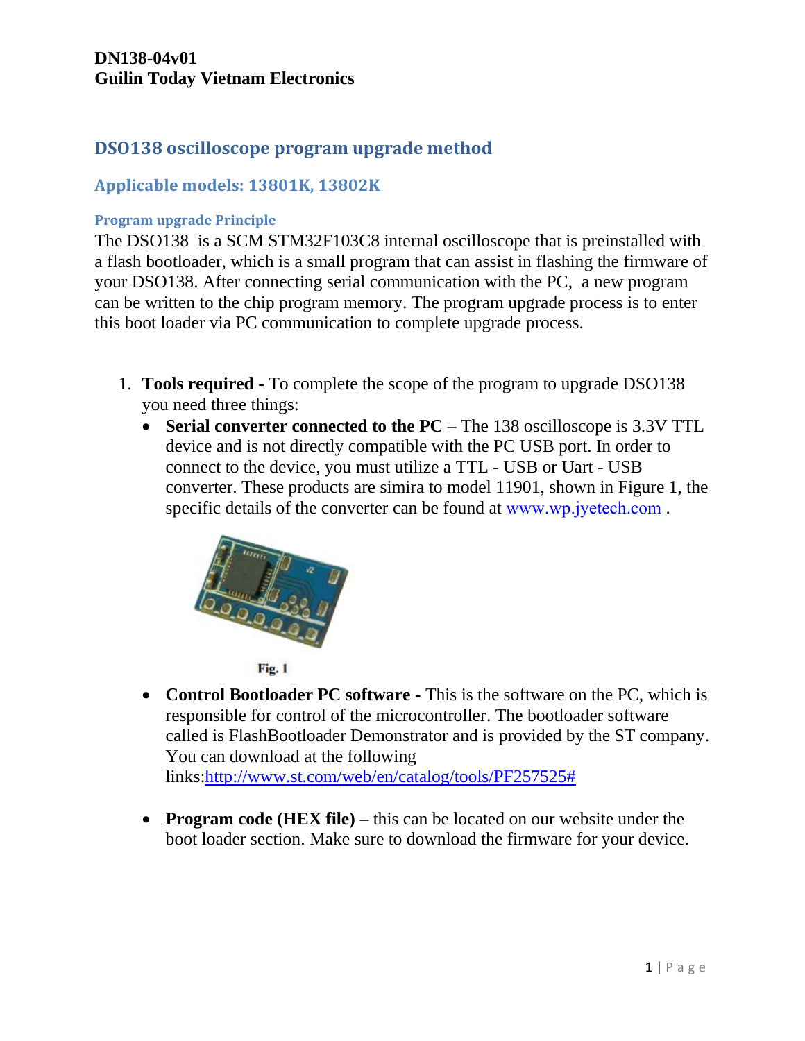**DN138-04v01**
**Guilin Today Vietnam Electronics**

# DSO138 oscilloscope program upgrade method

## Applicable models: 13801K, 13802K

### Program upgrade Principle

The DSO138 is a SCM STM32F103C8 internal oscilloscope that is preinstalled with a flash bootloader, which is a small program that can assist in flashing the firmware of your DSO138. After connecting serial communication with the PC, a new program can be written to the chip program memory. The program upgrade process is to enter this boot loader via PC communication to complete upgrade process.

1. **Tools required** - To complete the scope of the program to upgrade DSO138 you need three things:
   - **Serial converter connected to the PC** – The 138 oscilloscope is 3.3V TTL device and is not directly compatible with the PC USB port. In order to connect to the device, you must utilize a TTL - USB or Uart - USB converter. These products are simira to model 11901, shown in Figure 1, the specific details of the converter can be found at www.wp.jyetech.com .

     Fig. 1

   - **Control Bootloader PC software** - This is the software on the PC, which is responsible for control of the microcontroller. The bootloader software called is FlashBootloader Demonstrator and is provided by the ST company. You can download at the following links:http://www.st.com/web/en/catalog/tools/PF257525#

   - **Program code (HEX file)** – this can be located on our website under the boot loader section. Make sure to download the firmware for your device.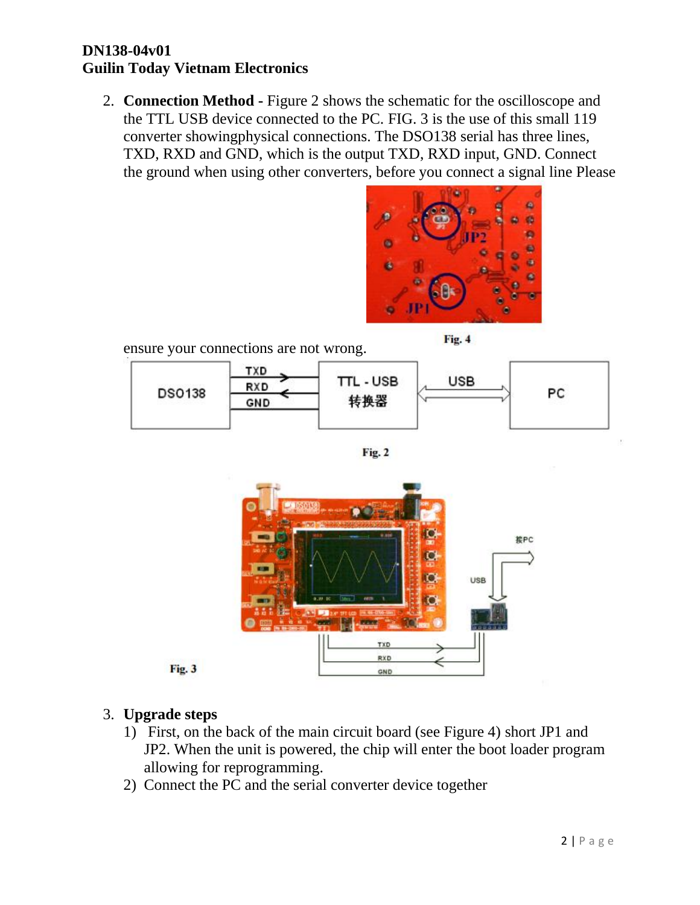2. **Connection Method** - Figure 2 shows the schematic for the oscilloscope and the TTL USB device connected to the PC. FIG. 3 is the use of this small 119 converter showingphysical connections. The DSO138 serial has three lines, TXD, RXD and GND, which is the output TXD, RXD input, GND. Connect the ground when using other converters, before you connect a signal line Please ensure your connections are not wrong.

Fig. 4

Fig. 2

Fig. 3

3. **Upgrade steps**
   1) First, on the back of the main circuit board (see Figure 4) short JP1 and JP2. When the unit is powered, the chip will enter the boot loader program allowing for reprogramming.
   2) Connect the PC and the serial converter device together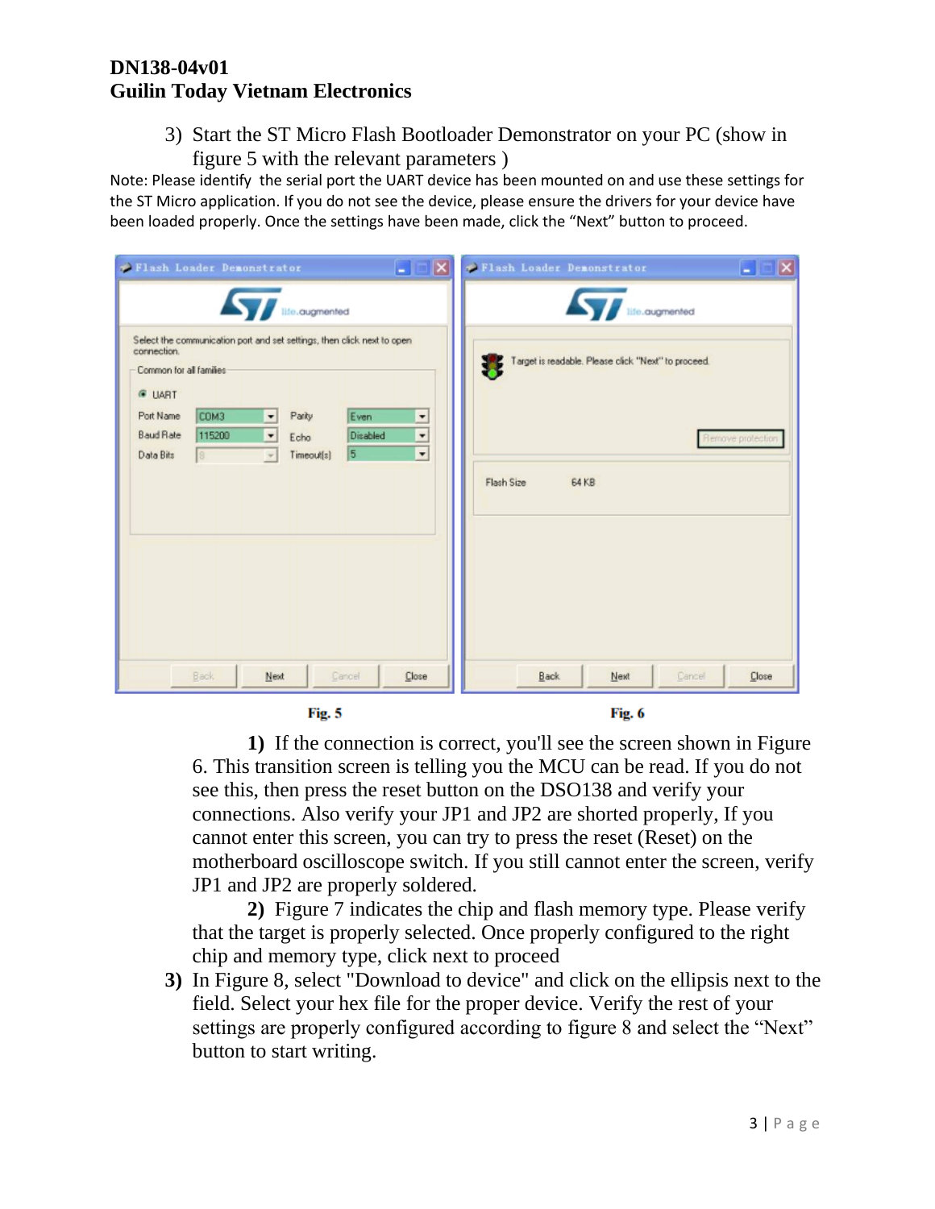3) Start the ST Micro Flash Bootloader Demonstrator on your PC (show in figure 5 with the relevant parameters )

Note: Please identify the serial port the UART device has been mounted on and use these settings for the ST Micro application. If you do not see the device, please ensure the drivers for your device have been loaded properly. Once the settings have been made, click the "Next" button to proceed.

Fig. 5

Fig. 6

**1)** If the connection is correct, you'll see the screen shown in Figure 6. This transition screen is telling you the MCU can be read. If you do not see this, then press the reset button on the DSO138 and verify your connections. Also verify your JP1 and JP2 are shorted properly, If you cannot enter this screen, you can try to press the reset (Reset) on the motherboard oscilloscope switch. If you still cannot enter the screen, verify JP1 and JP2 are properly soldered.

**2)** Figure 7 indicates the chip and flash memory type. Please verify that the target is properly selected. Once properly configured to the right chip and memory type, click next to proceed

**3)** In Figure 8, select "Download to device" and click on the ellipsis next to the field. Select your hex file for the proper device. Verify the rest of your settings are properly configured according to figure 8 and select the "Next" button to start writing.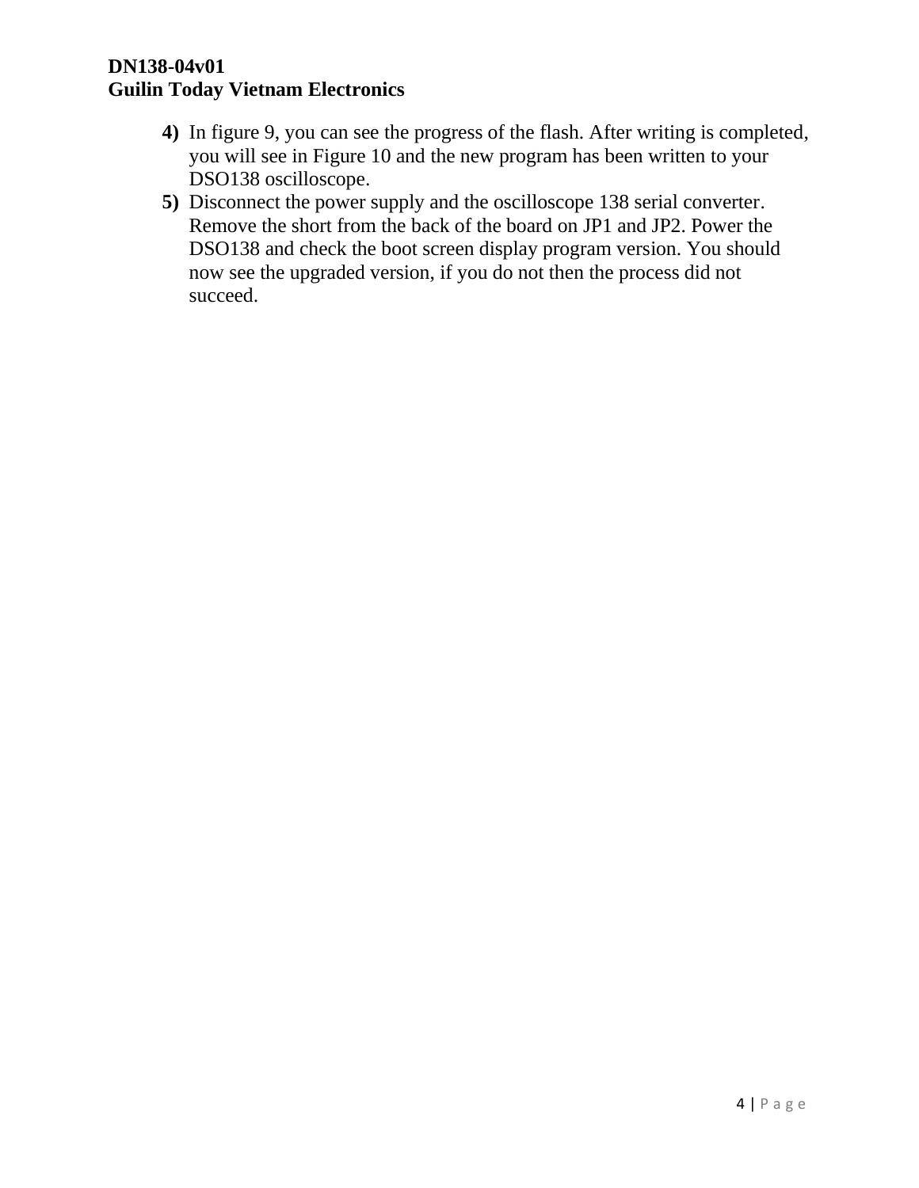4) In figure 9, you can see the progress of the flash. After writing is completed, you will see in Figure 10 and the new program has been written to your DSO138 oscilloscope.

5) Disconnect the power supply and the oscilloscope 138 serial converter. Remove the short from the back of the board on JP1 and JP2. Power the DSO138 and check the boot screen display program version. You should now see the upgraded version, if you do not then the process did not succeed.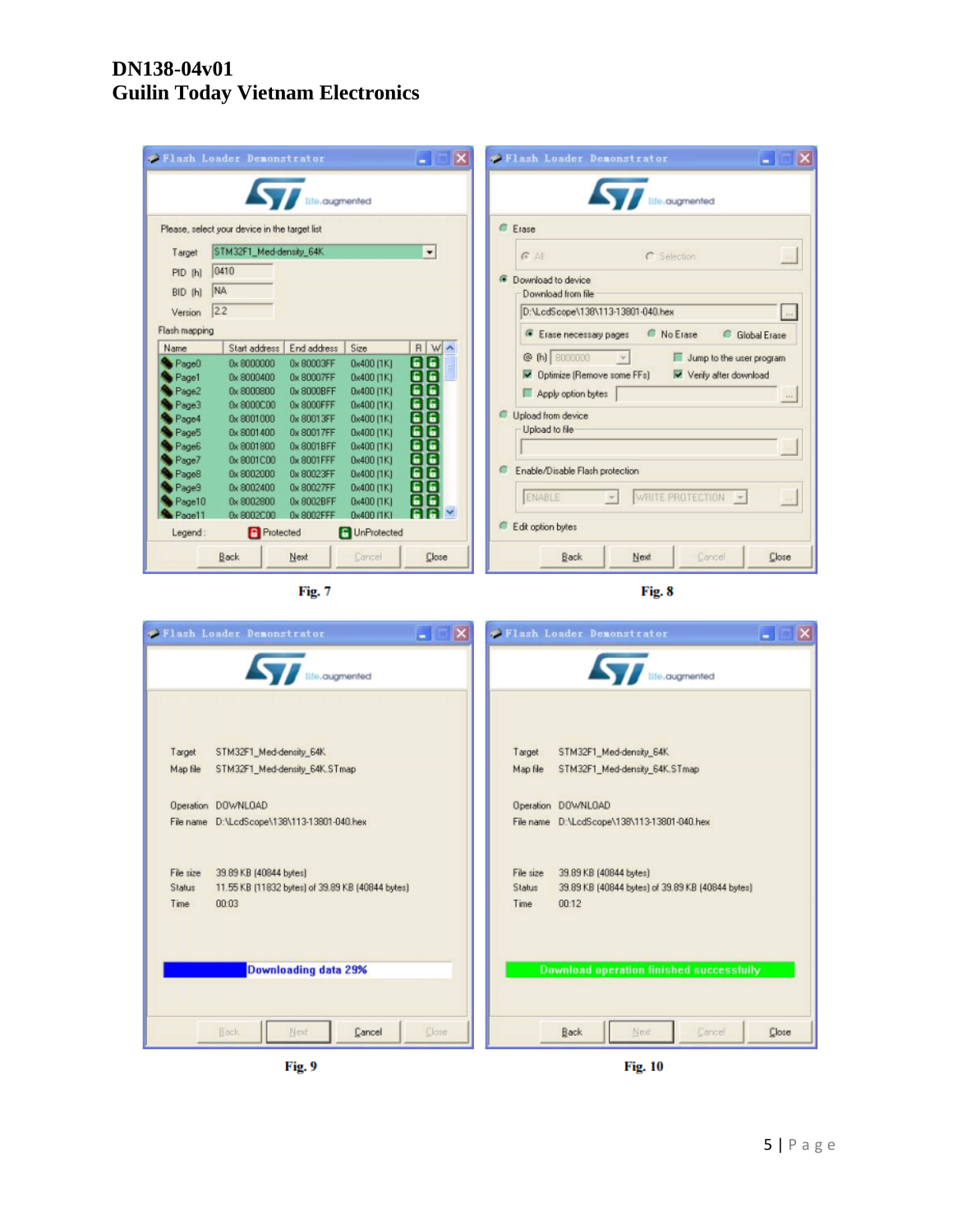Fig. 7

Fig. 8

Fig. 9

Fig. 10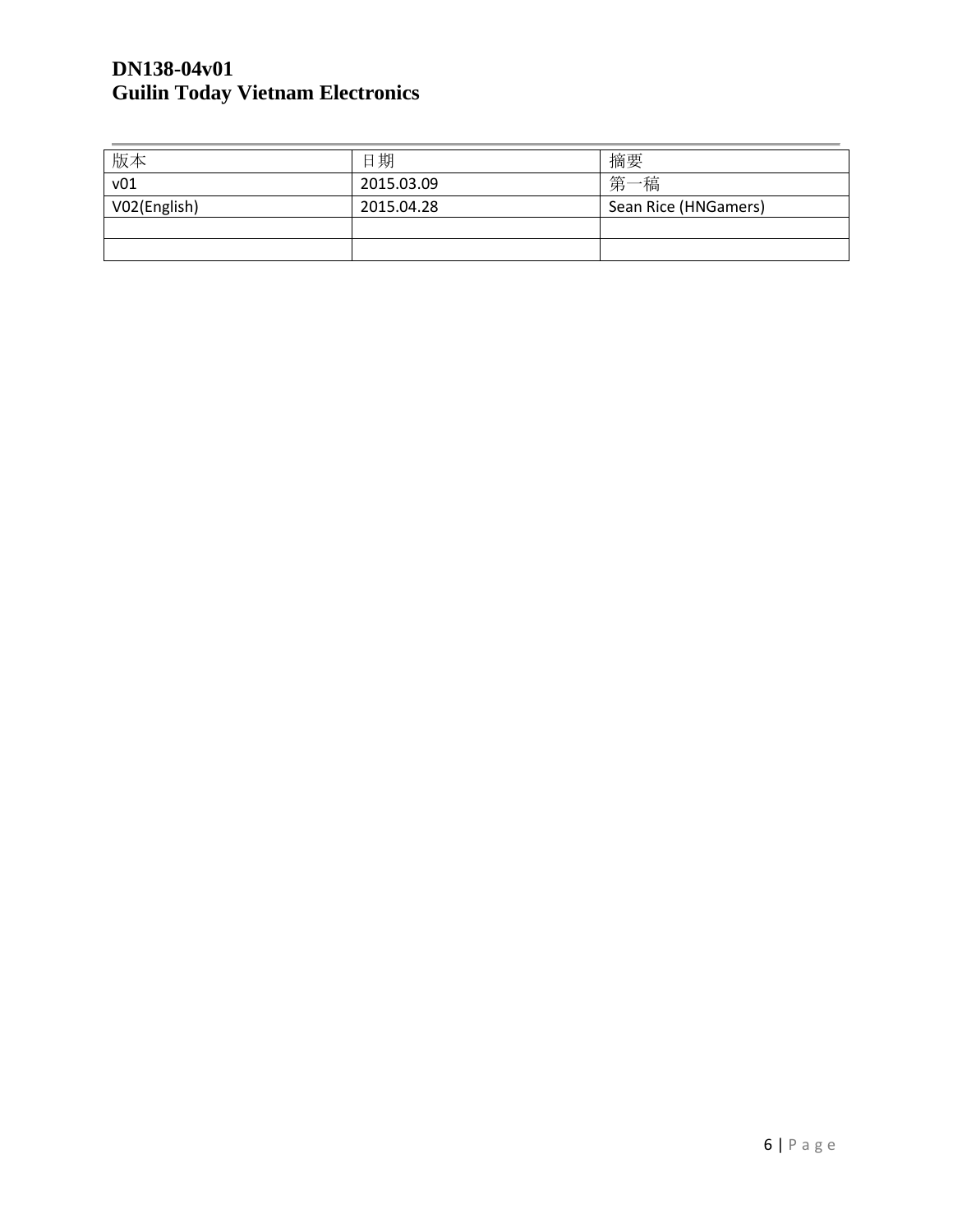| 版本 | 日期 | 摘要 |
| --- | --- | --- |
| v01 | 2015.03.09 | 第一稿 |
| V02(English) | 2015.04.28 | Sean Rice (HNGamers) |
| | | |
| | | |